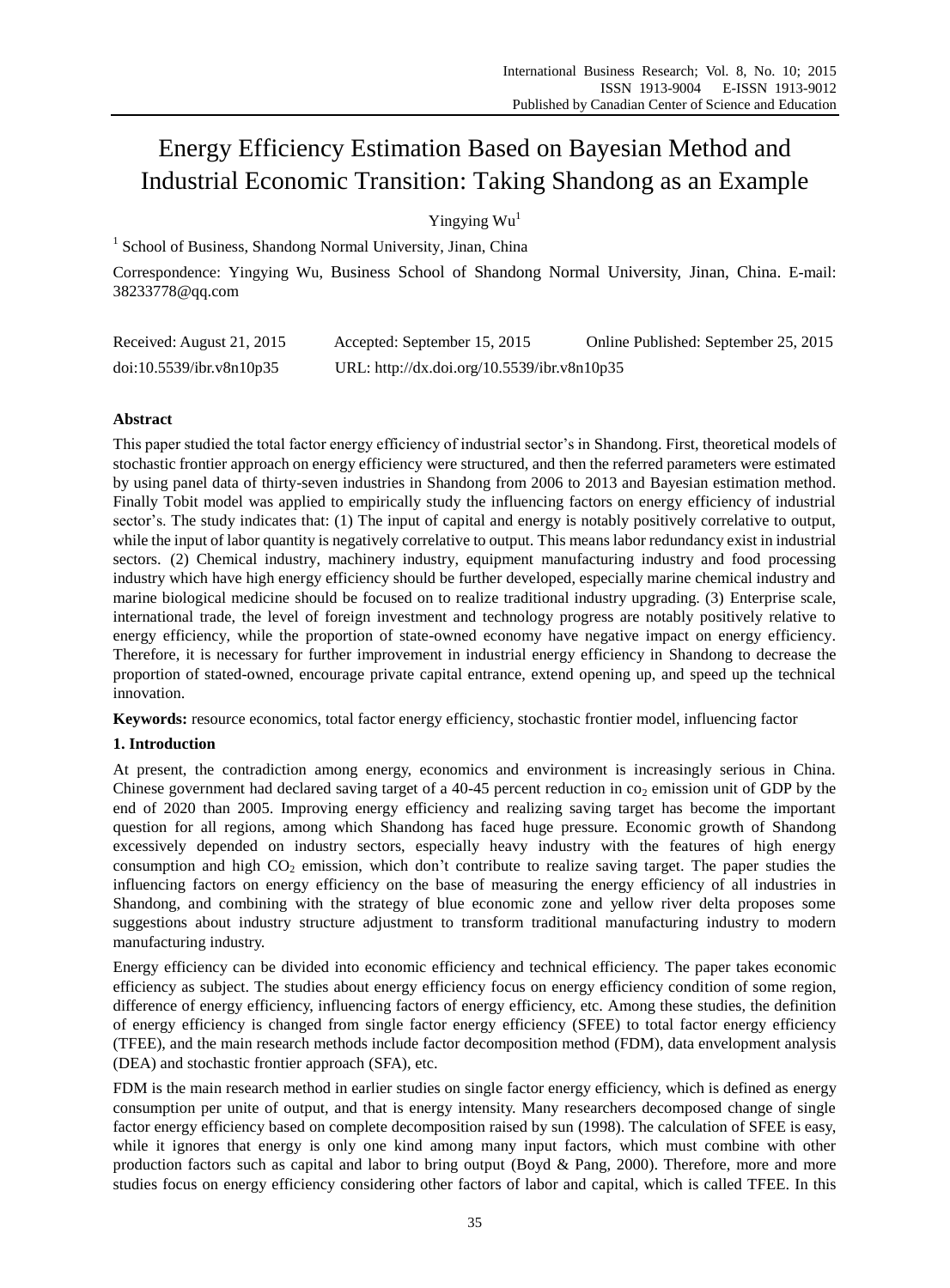# Energy Efficiency Estimation Based on Bayesian Method and Industrial Economic Transition: Taking Shandong as an Example

Yingying Wu[1]

[1] School of Business, Shandong Normal University, Jinan, China

Correspondence: Yingying Wu, Business School of Shandong Normal University, Jinan, China. E-mail: 38233778@qq.com

Received: August 21, 2015 Accepted: September 15, 2015 Online Published: September 25, 2015

doi:10.5539/ibr.v8n10p35 URL: http://dx.doi.org/10.5539/ibr.v8n10p35

## Abstract

This paper studied the total factor energy efficiency of industrial sector's in Shandong. First, theoretical models of stochastic frontier approach on energy efficiency were structured, and then the referred parameters were estimated by using panel data of thirty-seven industries in Shandong from 2006 to 2013 and Bayesian estimation method. Finally Tobit model was applied to empirically study the influencing factors on energy efficiency of industrial sector's. The study indicates that: (1) The input of capital and energy is notably positively correlative to output, while the input of labor quantity is negatively correlative to output. This means labor redundancy exist in industrial sectors. (2) Chemical industry, machinery industry, equipment manufacturing industry and food processing industry which have high energy efficiency should be further developed, especially marine chemical industry and marine biological medicine should be focused on to realize traditional industry upgrading. (3) Enterprise scale, international trade, the level of foreign investment and technology progress are notably positively relative to energy efficiency, while the proportion of state-owned economy have negative impact on energy efficiency. Therefore, it is necessary for further improvement in industrial energy efficiency in Shandong to decrease the proportion of stated-owned, encourage private capital entrance, extend opening up, and speed up the technical innovation.

**Keywords:** resource economics, total factor energy efficiency, stochastic frontier model, influencing factor

## 1. Introduction

At present, the contradiction among energy, economics and environment is increasingly serious in China. Chinese government had declared saving target of a 40-45 percent reduction in $co_2$ emission unit of GDP by the end of 2020 than 2005. Improving energy efficiency and realizing saving target has become the important question for all regions, among which Shandong has faced huge pressure. Economic growth of Shandong excessively depended on industry sectors, especially heavy industry with the features of high energy consumption and high $CO_2$ emission, which don't contribute to realize saving target. The paper studies the influencing factors on energy efficiency on the base of measuring the energy efficiency of all industries in Shandong, and combining with the strategy of blue economic zone and yellow river delta proposes some suggestions about industry structure adjustment to transform traditional manufacturing industry to modern manufacturing industry.

Energy efficiency can be divided into economic efficiency and technical efficiency. The paper takes economic efficiency as subject. The studies about energy efficiency focus on energy efficiency condition of some region, difference of energy efficiency, influencing factors of energy efficiency, etc. Among these studies, the definition of energy efficiency is changed from single factor energy efficiency (SFEE) to total factor energy efficiency (TFEE), and the main research methods include factor decomposition method (FDM), data envelopment analysis (DEA) and stochastic frontier approach (SFA), etc.

FDM is the main research method in earlier studies on single factor energy efficiency, which is defined as energy consumption per unite of output, and that is energy intensity. Many researchers decomposed change of single factor energy efficiency based on complete decomposition raised by sun (1998). The calculation of SFEE is easy, while it ignores that energy is only one kind among many input factors, which must combine with other production factors such as capital and labor to bring output (Boyd & Pang, 2000). Therefore, more and more studies focus on energy efficiency considering other factors of labor and capital, which is called TFEE. In this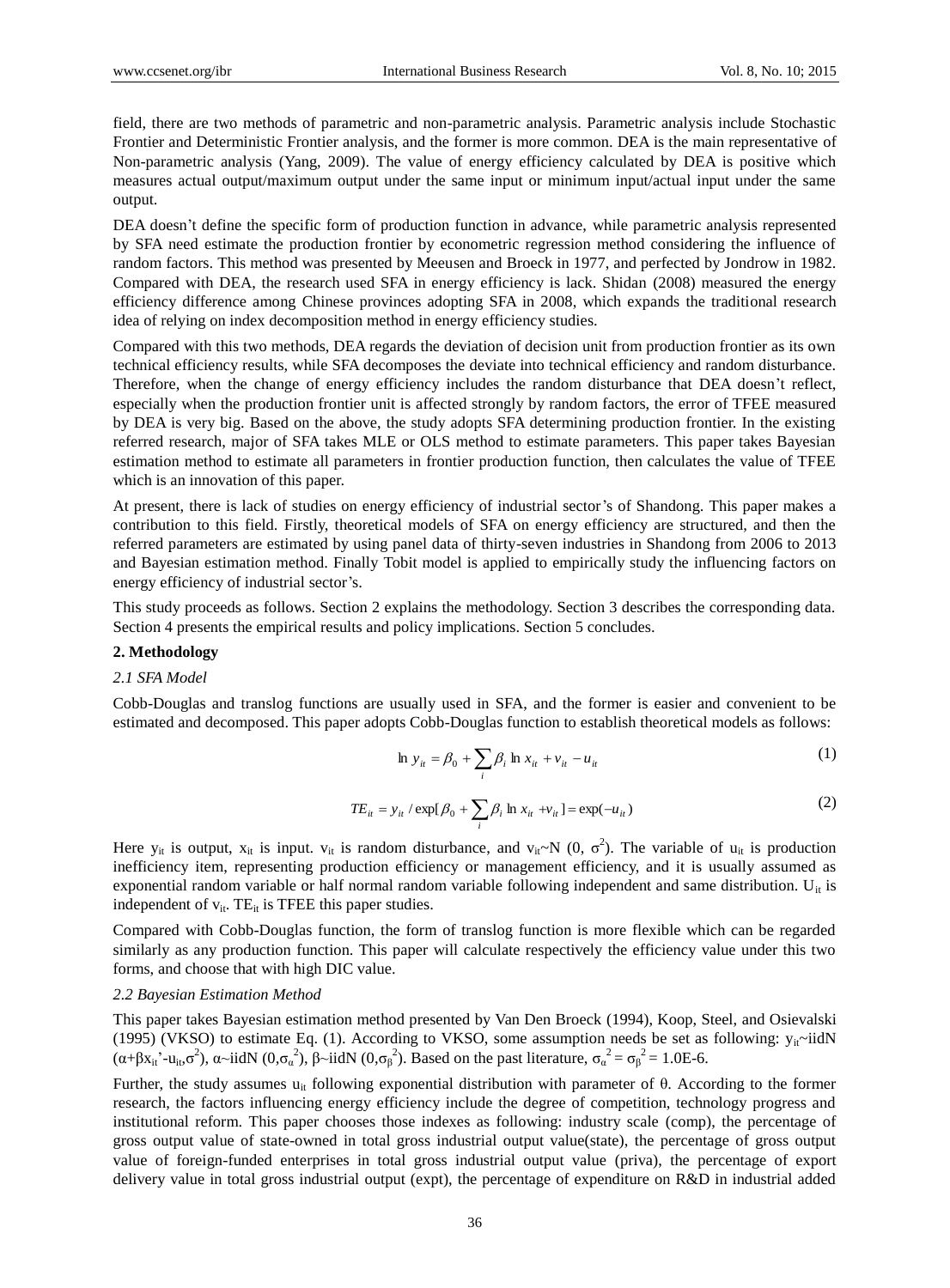field, there are two methods of parametric and non-parametric analysis. Parametric analysis include Stochastic Frontier and Deterministic Frontier analysis, and the former is more common. DEA is the main representative of Non-parametric analysis (Yang, 2009). The value of energy efficiency calculated by DEA is positive which measures actual output/maximum output under the same input or minimum input/actual input under the same output.

DEA doesn't define the specific form of production function in advance, while parametric analysis represented by SFA need estimate the production frontier by econometric regression method considering the influence of random factors. This method was presented by Meeusen and Broeck in 1977, and perfected by Jondrow in 1982. Compared with DEA, the research used SFA in energy efficiency is lack. Shidan (2008) measured the energy efficiency difference among Chinese provinces adopting SFA in 2008, which expands the traditional research idea of relying on index decomposition method in energy efficiency studies.

Compared with this two methods, DEA regards the deviation of decision unit from production frontier as its own technical efficiency results, while SFA decomposes the deviate into technical efficiency and random disturbance. Therefore, when the change of energy efficiency includes the random disturbance that DEA doesn't reflect, especially when the production frontier unit is affected strongly by random factors, the error of TFEE measured by DEA is very big. Based on the above, the study adopts SFA determining production frontier. In the existing referred research, major of SFA takes MLE or OLS method to estimate parameters. This paper takes Bayesian estimation method to estimate all parameters in frontier production function, then calculates the value of TFEE which is an innovation of this paper.

At present, there is lack of studies on energy efficiency of industrial sector's of Shandong. This paper makes a contribution to this field. Firstly, theoretical models of SFA on energy efficiency are structured, and then the referred parameters are estimated by using panel data of thirty-seven industries in Shandong from 2006 to 2013 and Bayesian estimation method. Finally Tobit model is applied to empirically study the influencing factors on energy efficiency of industrial sector's.

This study proceeds as follows. Section 2 explains the methodology. Section 3 describes the corresponding data. Section 4 presents the empirical results and policy implications. Section 5 concludes.

## 2. Methodology

### *2.1 SFA Model*

Cobb-Douglas and translog functions are usually used in SFA, and the former is easier and convenient to be estimated and decomposed. This paper adopts Cobb-Douglas function to establish theoretical models as follows:

$$\ln y_{it} = \beta_0 + \sum_i \beta_i \ln x_{it} + v_{it} - u_{it} \tag{1}$$

$$TE_{it} = y_{it} / \exp[\beta_0 + \sum_i \beta_i \ln x_{it} + v_{it}] = \exp(-u_{it}) \tag{2}$$

Here $y_{it}$ is output, $x_{it}$ is input. $v_{it}$ is random disturbance, and $v_{it}$~N $(0, \sigma^2)$. The variable of $u_{it}$ is production inefficiency item, representing production efficiency or management efficiency, and it is usually assumed as exponential random variable or half normal random variable following independent and same distribution. $U_{it}$ is independent of $v_{it}$. $TE_{it}$ is TFEE this paper studies.

Compared with Cobb-Douglas function, the form of translog function is more flexible which can be regarded similarly as any production function. This paper will calculate respectively the efficiency value under this two forms, and choose that with high DIC value.

### *2.2 Bayesian Estimation Method*

This paper takes Bayesian estimation method presented by Van Den Broeck (1994), Koop, Steel, and Osievalski (1995) (VKSO) to estimate Eq. (1). According to VKSO, some assumption needs be set as following: $y_{it}$~iidN $(\alpha+\beta x_{it}'-u_{it},\sigma^2)$, $\alpha$~iidN $(0,\sigma_\alpha^2)$, $\beta$~iidN $(0,\sigma_\beta^2)$. Based on the past literature, $\sigma_\alpha^2 = \sigma_\beta^2 = 1.0E\text{-}6$.

Further, the study assumes $u_{it}$ following exponential distribution with parameter of $\theta$. According to the former research, the factors influencing energy efficiency include the degree of competition, technology progress and institutional reform. This paper chooses those indexes as following: industry scale (comp), the percentage of gross output value of state-owned in total gross industrial output value(state), the percentage of gross output value of foreign-funded enterprises in total gross industrial output value (priva), the percentage of export delivery value in total gross industrial output (expt), the percentage of expenditure on R&D in industrial added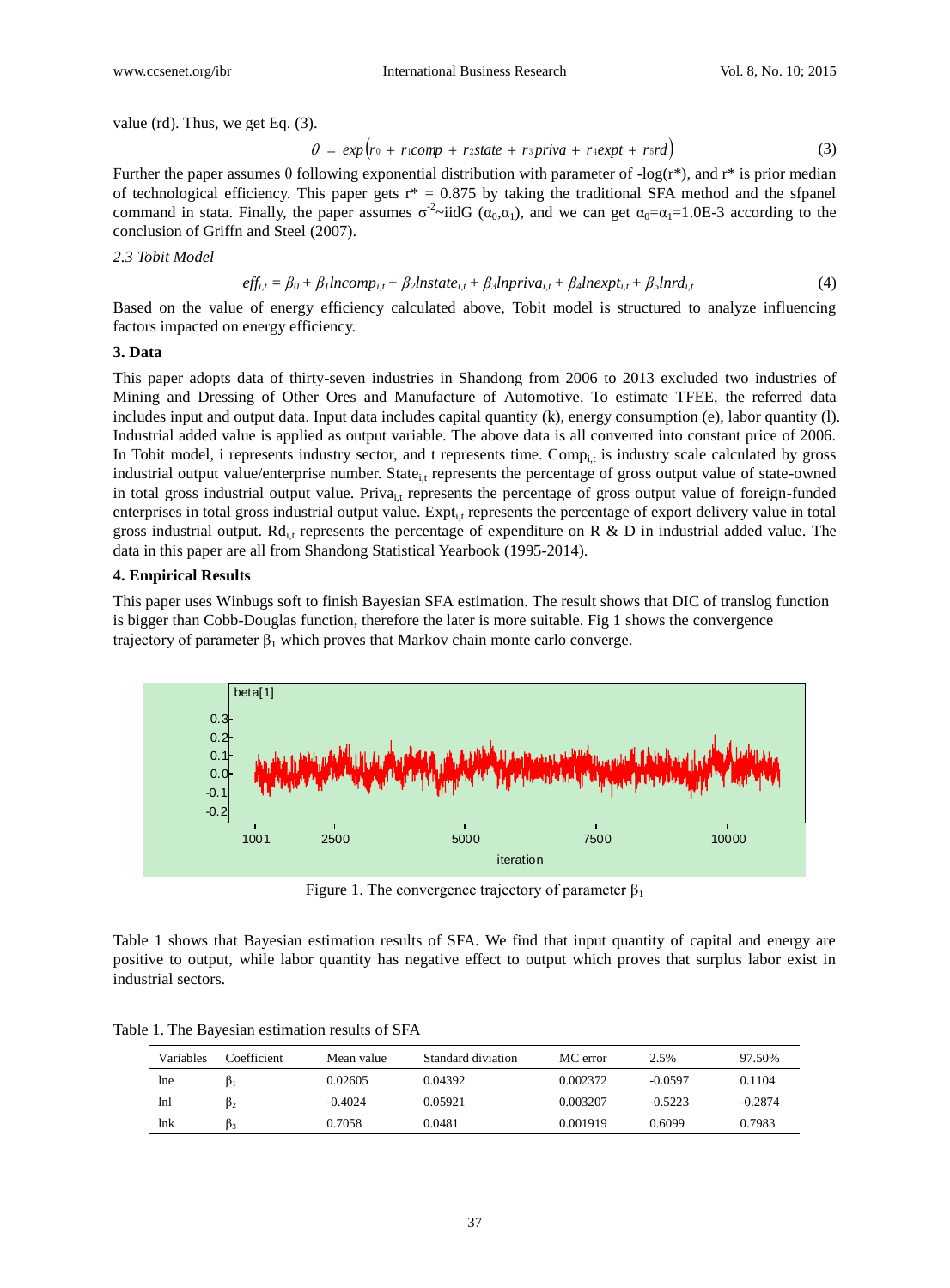value (rd). Thus, we get Eq. (3).

$$\theta = \exp\left(r_0 + r_1 comp + r_2 state + r_3 priva + r_4 expt + r_5 rd\right) \tag{3}$$

Further the paper assumes θ following exponential distribution with parameter of -log(r*), and r* is prior median of technological efficiency. This paper gets r* = 0.875 by taking the traditional SFA method and the sfpanel command in stata. Finally, the paper assumes $\sigma^{-2}$~iidG ($\alpha_0$,$\alpha_1$), and we can get $\alpha_0$=$\alpha_1$=1.0E-3 according to the conclusion of Griffn and Steel (2007).

*2.3 Tobit Model*

$$eff_{i,t} = \beta_0 + \beta_1 lncomp_{i,t} + \beta_2 lnstate_{i,t} + \beta_3 lnpriva_{i,t} + \beta_4 lnexpt_{i,t} + \beta_5 lnrd_{i,t} \tag{4}$$

Based on the value of energy efficiency calculated above, Tobit model is structured to analyze influencing factors impacted on energy efficiency.

## 3. Data

This paper adopts data of thirty-seven industries in Shandong from 2006 to 2013 excluded two industries of Mining and Dressing of Other Ores and Manufacture of Automotive. To estimate TFEE, the referred data includes input and output data. Input data includes capital quantity (k), energy consumption (e), labor quantity (l). Industrial added value is applied as output variable. The above data is all converted into constant price of 2006. In Tobit model, i represents industry sector, and t represents time. $Comp_{i,t}$ is industry scale calculated by gross industrial output value/enterprise number. $State_{i,t}$ represents the percentage of gross output value of state-owned in total gross industrial output value. $Priva_{i,t}$ represents the percentage of gross output value of foreign-funded enterprises in total gross industrial output value. $Expt_{i,t}$ represents the percentage of export delivery value in total gross industrial output. $Rd_{i,t}$ represents the percentage of expenditure on R & D in industrial added value. The data in this paper are all from Shandong Statistical Yearbook (1995-2014).

## 4. Empirical Results

This paper uses Winbugs soft to finish Bayesian SFA estimation. The result shows that DIC of translog function is bigger than Cobb-Douglas function, therefore the later is more suitable. Fig 1 shows the convergence trajectory of parameter $\beta_1$ which proves that Markov chain monte carlo converge.

Figure 1. The convergence trajectory of parameter $\beta_1$

Table 1 shows that Bayesian estimation results of SFA. We find that input quantity of capital and energy are positive to output, while labor quantity has negative effect to output which proves that surplus labor exist in industrial sectors.

Table 1. The Bayesian estimation results of SFA

| Variables | Coefficient | Mean value | Standard diviation | MC error | 2.5% | 97.50% |
|---|---|---|---|---|---|---|
| lne | $\beta_1$ | 0.02605 | 0.04392 | 0.002372 | -0.0597 | 0.1104 |
| lnl | $\beta_2$ | -0.4024 | 0.05921 | 0.003207 | -0.5223 | -0.2874 |
| lnk | $\beta_3$ | 0.7058 | 0.0481 | 0.001919 | 0.6099 | 0.7983 |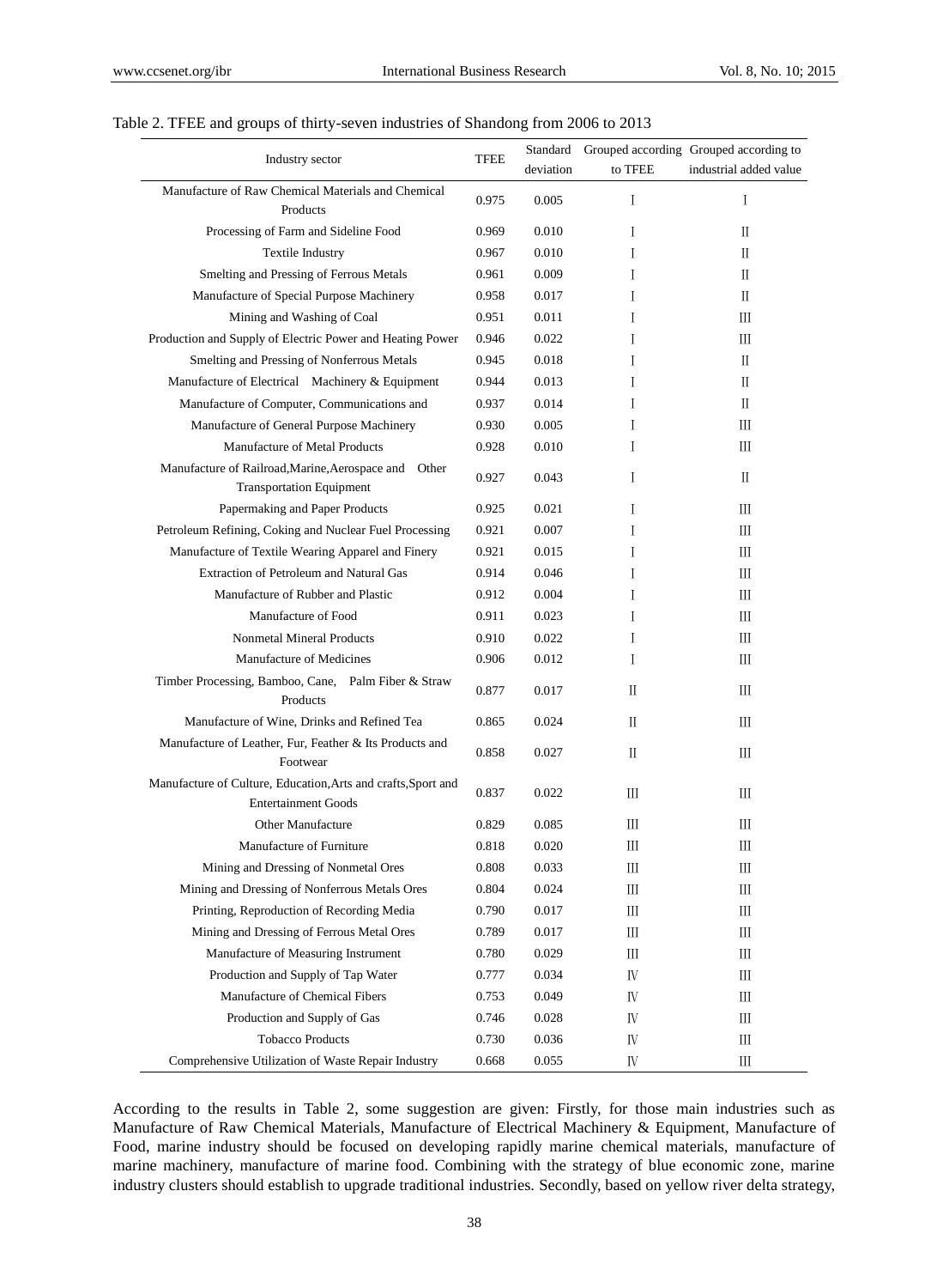Table 2. TFEE and groups of thirty-seven industries of Shandong from 2006 to 2013

| Industry sector | TFEE | Standard deviation | Grouped according to TFEE | Grouped according to industrial added value |
|---|---|---|---|---|
| Manufacture of Raw Chemical Materials and Chemical Products | 0.975 | 0.005 | Ⅰ | Ⅰ |
| Processing of Farm and Sideline Food | 0.969 | 0.010 | Ⅰ | Ⅱ |
| Textile Industry | 0.967 | 0.010 | Ⅰ | Ⅱ |
| Smelting and Pressing of Ferrous Metals | 0.961 | 0.009 | Ⅰ | Ⅱ |
| Manufacture of Special Purpose Machinery | 0.958 | 0.017 | Ⅰ | Ⅱ |
| Mining and Washing of Coal | 0.951 | 0.011 | Ⅰ | Ⅲ |
| Production and Supply of Electric Power and Heating Power | 0.946 | 0.022 | Ⅰ | Ⅲ |
| Smelting and Pressing of Nonferrous Metals | 0.945 | 0.018 | Ⅰ | Ⅱ |
| Manufacture of Electrical Machinery & Equipment | 0.944 | 0.013 | Ⅰ | Ⅱ |
| Manufacture of Computer, Communications and | 0.937 | 0.014 | Ⅰ | Ⅱ |
| Manufacture of General Purpose Machinery | 0.930 | 0.005 | Ⅰ | Ⅲ |
| Manufacture of Metal Products | 0.928 | 0.010 | Ⅰ | Ⅲ |
| Manufacture of Railroad,Marine,Aerospace and Other Transportation Equipment | 0.927 | 0.043 | Ⅰ | Ⅱ |
| Papermaking and Paper Products | 0.925 | 0.021 | Ⅰ | Ⅲ |
| Petroleum Refining, Coking and Nuclear Fuel Processing | 0.921 | 0.007 | Ⅰ | Ⅲ |
| Manufacture of Textile Wearing Apparel and Finery | 0.921 | 0.015 | Ⅰ | Ⅲ |
| Extraction of Petroleum and Natural Gas | 0.914 | 0.046 | Ⅰ | Ⅲ |
| Manufacture of Rubber and Plastic | 0.912 | 0.004 | Ⅰ | Ⅲ |
| Manufacture of Food | 0.911 | 0.023 | Ⅰ | Ⅲ |
| Nonmetal Mineral Products | 0.910 | 0.022 | Ⅰ | Ⅲ |
| Manufacture of Medicines | 0.906 | 0.012 | Ⅰ | Ⅲ |
| Timber Processing, Bamboo, Cane, Palm Fiber & Straw Products | 0.877 | 0.017 | Ⅱ | Ⅲ |
| Manufacture of Wine, Drinks and Refined Tea | 0.865 | 0.024 | Ⅱ | Ⅲ |
| Manufacture of Leather, Fur, Feather & Its Products and Footwear | 0.858 | 0.027 | Ⅱ | Ⅲ |
| Manufacture of Culture, Education,Arts and crafts,Sport and Entertainment Goods | 0.837 | 0.022 | Ⅲ | Ⅲ |
| Other Manufacture | 0.829 | 0.085 | Ⅲ | Ⅲ |
| Manufacture of Furniture | 0.818 | 0.020 | Ⅲ | Ⅲ |
| Mining and Dressing of Nonmetal Ores | 0.808 | 0.033 | Ⅲ | Ⅲ |
| Mining and Dressing of Nonferrous Metals Ores | 0.804 | 0.024 | Ⅲ | Ⅲ |
| Printing, Reproduction of Recording Media | 0.790 | 0.017 | Ⅲ | Ⅲ |
| Mining and Dressing of Ferrous Metal Ores | 0.789 | 0.017 | Ⅲ | Ⅲ |
| Manufacture of Measuring Instrument | 0.780 | 0.029 | Ⅲ | Ⅲ |
| Production and Supply of Tap Water | 0.777 | 0.034 | Ⅳ | Ⅲ |
| Manufacture of Chemical Fibers | 0.753 | 0.049 | Ⅳ | Ⅲ |
| Production and Supply of Gas | 0.746 | 0.028 | Ⅳ | Ⅲ |
| Tobacco Products | 0.730 | 0.036 | Ⅳ | Ⅲ |
| Comprehensive Utilization of Waste Repair Industry | 0.668 | 0.055 | Ⅳ | Ⅲ |

According to the results in Table 2, some suggestion are given: Firstly, for those main industries such as Manufacture of Raw Chemical Materials, Manufacture of Electrical Machinery & Equipment, Manufacture of Food, marine industry should be focused on developing rapidly marine chemical materials, manufacture of marine machinery, manufacture of marine food. Combining with the strategy of blue economic zone, marine industry clusters should establish to upgrade traditional industries. Secondly, based on yellow river delta strategy,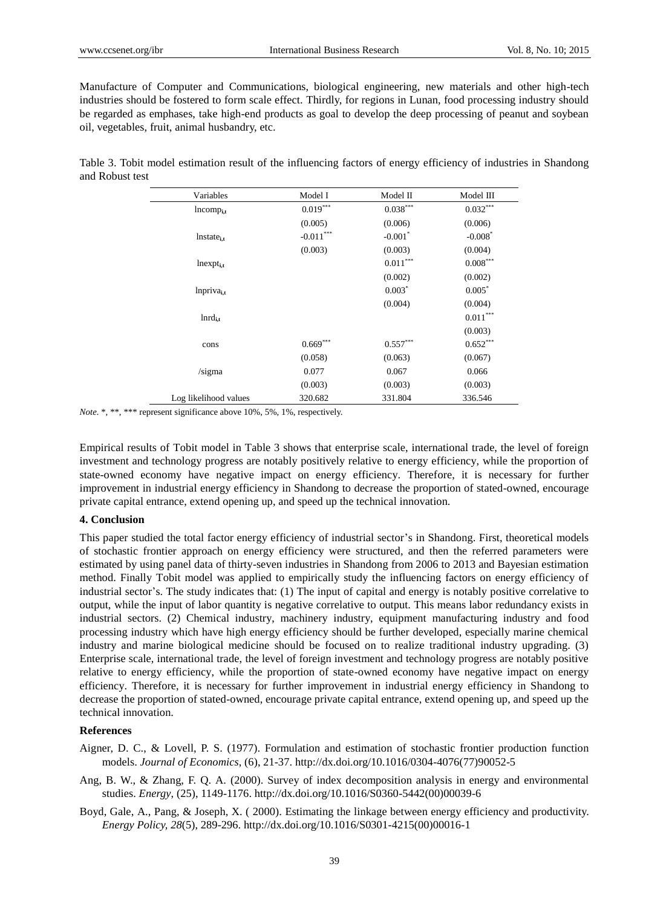Manufacture of Computer and Communications, biological engineering, new materials and other high-tech industries should be fostered to form scale effect. Thirdly, for regions in Lunan, food processing industry should be regarded as emphases, take high-end products as goal to develop the deep processing of peanut and soybean oil, vegetables, fruit, animal husbandry, etc.

Table 3. Tobit model estimation result of the influencing factors of energy efficiency of industries in Shandong and Robust test

| Variables | Model I | Model II | Model III |
|---|---|---|---|
| $lncomp_{i,t}$ | $0.019^{***}$ | $0.038^{***}$ | $0.032^{***}$ |
| | (0.005) | (0.006) | (0.006) |
| $lnstate_{i,t}$ | $-0.011^{***}$ | $-0.001^{*}$ | $-0.008^{*}$ |
| | (0.003) | (0.003) | (0.004) |
| $lnexpt_{i,t}$ | | $0.011^{***}$ | $0.008^{***}$ |
| | | (0.002) | (0.002) |
| $lnpriva_{i,t}$ | | $0.003^{*}$ | $0.005^{*}$ |
| | | (0.004) | (0.004) |
| $lnrd_{i,t}$ | | | $0.011^{***}$ |
| | | | (0.003) |
| cons | $0.669^{***}$ | $0.557^{***}$ | $0.652^{***}$ |
| | (0.058) | (0.063) | (0.067) |
| /sigma | 0.077 | 0.067 | 0.066 |
| | (0.003) | (0.003) | (0.003) |
| Log likelihood values | 320.682 | 331.804 | 336.546 |

*Note.* *, **, *** represent significance above 10%, 5%, 1%, respectively.

Empirical results of Tobit model in Table 3 shows that enterprise scale, international trade, the level of foreign investment and technology progress are notably positively relative to energy efficiency, while the proportion of state-owned economy have negative impact on energy efficiency. Therefore, it is necessary for further improvement in industrial energy efficiency in Shandong to decrease the proportion of stated-owned, encourage private capital entrance, extend opening up, and speed up the technical innovation.

## 4. Conclusion

This paper studied the total factor energy efficiency of industrial sector's in Shandong. First, theoretical models of stochastic frontier approach on energy efficiency were structured, and then the referred parameters were estimated by using panel data of thirty-seven industries in Shandong from 2006 to 2013 and Bayesian estimation method. Finally Tobit model was applied to empirically study the influencing factors on energy efficiency of industrial sector's. The study indicates that: (1) The input of capital and energy is notably positive correlative to output, while the input of labor quantity is negative correlative to output. This means labor redundancy exists in industrial sectors. (2) Chemical industry, machinery industry, equipment manufacturing industry and food processing industry which have high energy efficiency should be further developed, especially marine chemical industry and marine biological medicine should be focused on to realize traditional industry upgrading. (3) Enterprise scale, international trade, the level of foreign investment and technology progress are notably positive relative to energy efficiency, while the proportion of state-owned economy have negative impact on energy efficiency. Therefore, it is necessary for further improvement in industrial energy efficiency in Shandong to decrease the proportion of stated-owned, encourage private capital entrance, extend opening up, and speed up the technical innovation.

## References

Aigner, D. C., & Lovell, P. S. (1977). Formulation and estimation of stochastic frontier production function models. *Journal of Economics*, (6), 21-37. http://dx.doi.org/10.1016/0304-4076(77)90052-5

Ang, B. W., & Zhang, F. Q. A. (2000). Survey of index decomposition analysis in energy and environmental studies. *Energy*, (25), 1149-1176. http://dx.doi.org/10.1016/S0360-5442(00)00039-6

Boyd, Gale, A., Pang, & Joseph, X. ( 2000). Estimating the linkage between energy efficiency and productivity. *Energy Policy, 28*(5), 289-296. http://dx.doi.org/10.1016/S0301-4215(00)00016-1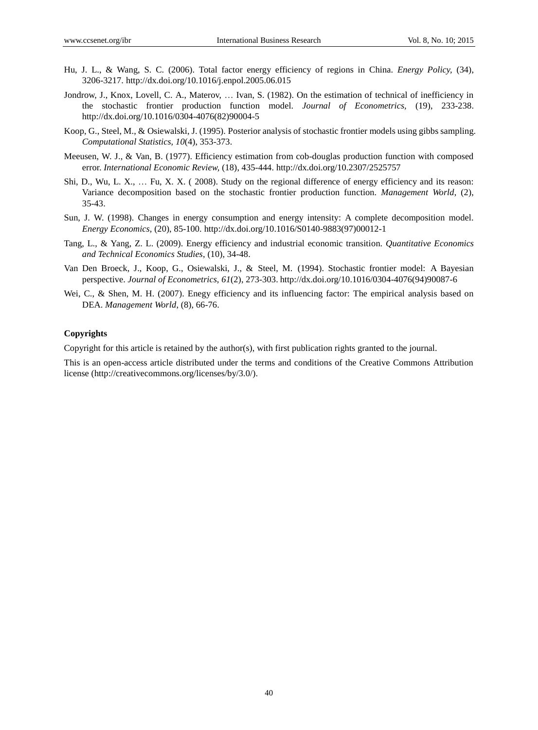Hu, J. L., & Wang, S. C. (2006). Total factor energy efficiency of regions in China. *Energy Policy*, (34), 3206-3217. http://dx.doi.org/10.1016/j.enpol.2005.06.015

Jondrow, J., Knox, Lovell, C. A., Materov, … Ivan, S. (1982). On the estimation of technical of inefficiency in the stochastic frontier production function model. *Journal of Econometrics*, (19), 233-238. http://dx.doi.org/10.1016/0304-4076(82)90004-5

Koop, G., Steel, M., & Osiewalski, J. (1995). Posterior analysis of stochastic frontier models using gibbs sampling. *Computational Statistics, 10*(4), 353-373.

Meeusen, W. J., & Van, B. (1977). Efficiency estimation from cob-douglas production function with composed error. *International Economic Review*, (18), 435-444. http://dx.doi.org/10.2307/2525757

Shi, D., Wu, L. X., … Fu, X. X. ( 2008). Study on the regional difference of energy efficiency and its reason: Variance decomposition based on the stochastic frontier production function. *Management World*, (2), 35-43.

Sun, J. W. (1998). Changes in energy consumption and energy intensity: A complete decomposition model. *Energy Economics*, (20), 85-100. http://dx.doi.org/10.1016/S0140-9883(97)00012-1

Tang, L., & Yang, Z. L. (2009). Energy efficiency and industrial economic transition. *Quantitative Economics and Technical Economics Studies*, (10), 34-48.

Van Den Broeck, J., Koop, G., Osiewalski, J., & Steel, M. (1994). Stochastic frontier model: A Bayesian perspective. *Journal of Econometrics, 61*(2), 273-303. http://dx.doi.org/10.1016/0304-4076(94)90087-6

Wei, C., & Shen, M. H. (2007). Enegy efficiency and its influencing factor: The empirical analysis based on DEA. *Management World*, (8), 66-76.

### Copyrights

Copyright for this article is retained by the author(s), with first publication rights granted to the journal.

This is an open-access article distributed under the terms and conditions of the Creative Commons Attribution license (http://creativecommons.org/licenses/by/3.0/).